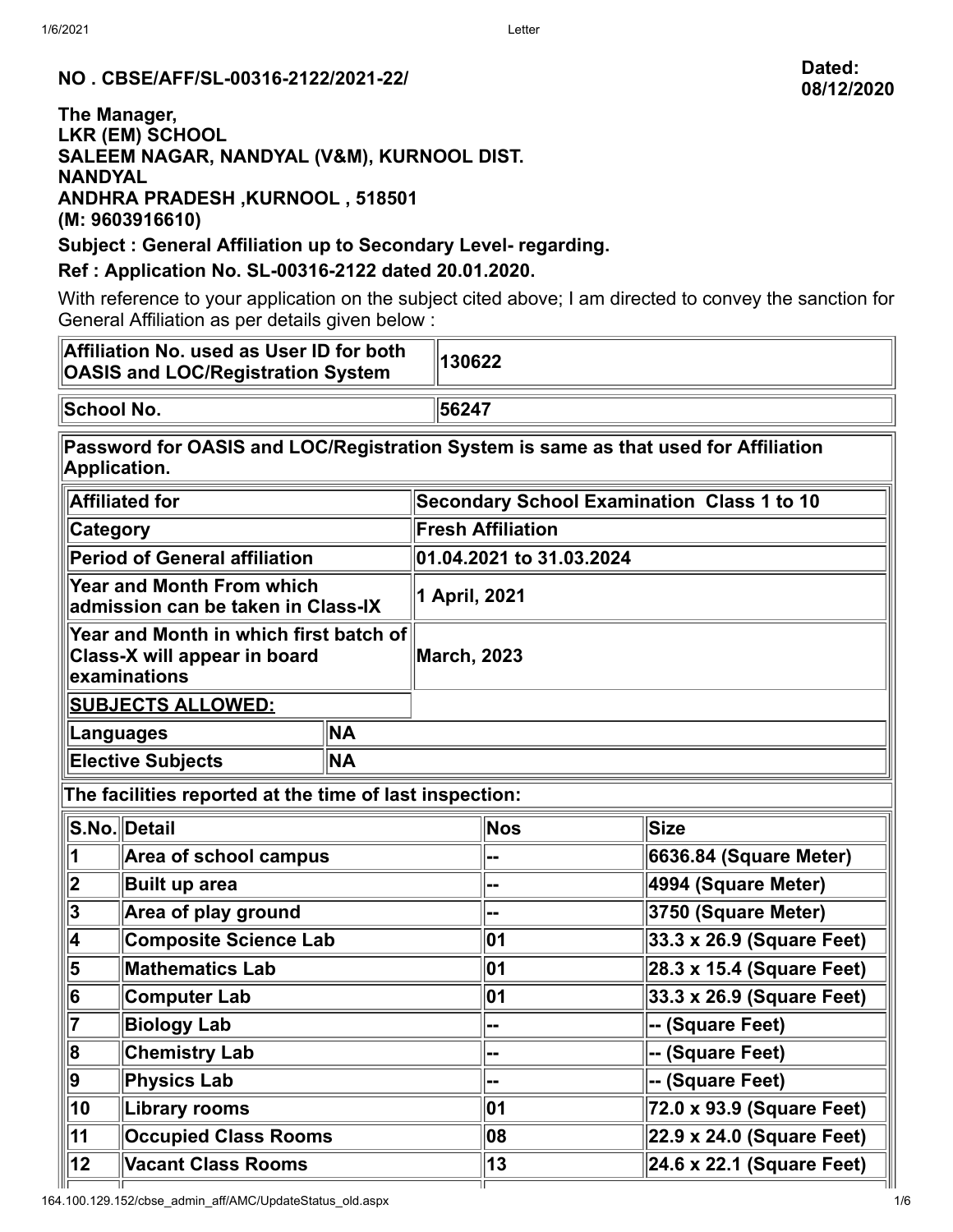**NO . CBSE/AFF/SL-00316-2122/2021-22/**

**Dated: 08/12/2020**

**The Manager,**
**LKR (EM) SCHOOL**
**SALEEM NAGAR, NANDYAL (V&M), KURNOOL DIST.**
**NANDYAL**
**ANDHRA PRADESH ,KURNOOL , 518501**
**(M: 9603916610)**

**Subject : General Affiliation up to Secondary Level- regarding.**

**Ref : Application No. SL-00316-2122 dated 20.01.2020.**

With reference to your application on the subject cited above; I am directed to convey the sanction for General Affiliation as per details given below :

| | |
|---|---|
| **Affiliation No. used as User ID for both OASIS and LOC/Registration System** | **130622** |
| **School No.** | **56247** |

**Password for OASIS and LOC/Registration System is same as that used for Affiliation Application.**

| | |
|---|---|
| **Affiliated for** | **Secondary School Examination Class 1 to 10** |
| **Category** | **Fresh Affiliation** |
| **Period of General affiliation** | **01.04.2021 to 31.03.2024** |
| **Year and Month From which admission can be taken in Class-IX** | **1 April, 2021** |
| **Year and Month in which first batch of Class-X will appear in board examinations** | **March, 2023** |

**SUBJECTS ALLOWED:**

| | |
|---|---|
| **Languages** | **NA** |
| **Elective Subjects** | **NA** |

**The facilities reported at the time of last inspection:**

| S.No. | Detail | Nos | Size |
|---|---|---|---|
| 1 | Area of school campus | -- | 6636.84 (Square Meter) |
| 2 | Built up area | -- | 4994 (Square Meter) |
| 3 | Area of play ground | -- | 3750 (Square Meter) |
| 4 | Composite Science Lab | 01 | 33.3 x 26.9 (Square Feet) |
| 5 | Mathematics Lab | 01 | 28.3 x 15.4 (Square Feet) |
| 6 | Computer Lab | 01 | 33.3 x 26.9 (Square Feet) |
| 7 | Biology Lab | -- | -- (Square Feet) |
| 8 | Chemistry Lab | -- | -- (Square Feet) |
| 9 | Physics Lab | -- | -- (Square Feet) |
| 10 | Library rooms | 01 | 72.0 x 93.9 (Square Feet) |
| 11 | Occupied Class Rooms | 08 | 22.9 x 24.0 (Square Feet) |
| 12 | Vacant Class Rooms | 13 | 24.6 x 22.1 (Square Feet) |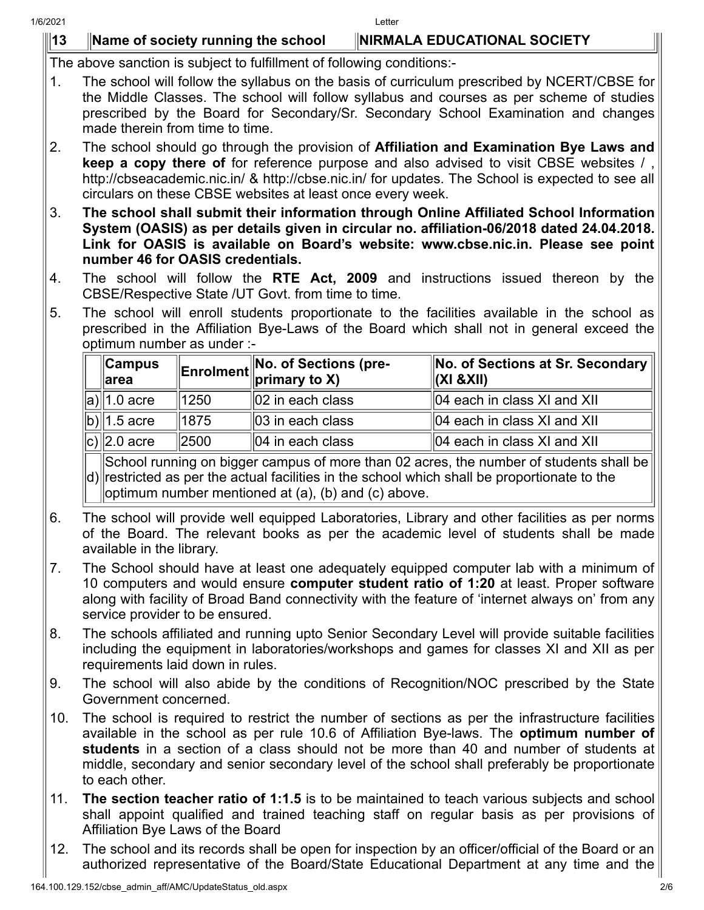| 13 | Name of society running the school | NIRMALA EDUCATIONAL SOCIETY |
|---|---|---|

The above sanction is subject to fulfillment of following conditions:-

1. The school will follow the syllabus on the basis of curriculum prescribed by NCERT/CBSE for the Middle Classes. The school will follow syllabus and courses as per scheme of studies prescribed by the Board for Secondary/Sr. Secondary School Examination and changes made therein from time to time.
2. The school should go through the provision of **Affiliation and Examination Bye Laws and keep a copy there of** for reference purpose and also advised to visit CBSE websites / , http://cbseacademic.nic.in/ & http://cbse.nic.in/ for updates. The School is expected to see all circulars on these CBSE websites at least once every week.
3. **The school shall submit their information through Online Affiliated School Information System (OASIS) as per details given in circular no. affiliation-06/2018 dated 24.04.2018. Link for OASIS is available on Board's website: www.cbse.nic.in. Please see point number 46 for OASIS credentials.**
4. The school will follow the **RTE Act, 2009** and instructions issued thereon by the CBSE/Respective State /UT Govt. from time to time.
5. The school will enroll students proportionate to the facilities available in the school as prescribed in the Affiliation Bye-Laws of the Board which shall not in general exceed the optimum number as under :-

| | Campus area | Enrolment | No. of Sections (pre-primary to X) | No. of Sections at Sr. Secondary (XI &XII) |
|---|---|---|---|---|
| a) | 1.0 acre | 1250 | 02 in each class | 04 each in class XI and XII |
| b) | 1.5 acre | 1875 | 03 in each class | 04 each in class XI and XII |
| c) | 2.0 acre | 2500 | 04 in each class | 04 each in class XI and XII |
| d) | School running on bigger campus of more than 02 acres, the number of students shall be restricted as per the actual facilities in the school which shall be proportionate to the optimum number mentioned at (a), (b) and (c) above. | | | |

6. The school will provide well equipped Laboratories, Library and other facilities as per norms of the Board. The relevant books as per the academic level of students shall be made available in the library.
7. The School should have at least one adequately equipped computer lab with a minimum of 10 computers and would ensure **computer student ratio of 1:20** at least. Proper software along with facility of Broad Band connectivity with the feature of 'internet always on' from any service provider to be ensured.
8. The schools affiliated and running upto Senior Secondary Level will provide suitable facilities including the equipment in laboratories/workshops and games for classes XI and XII as per requirements laid down in rules.
9. The school will also abide by the conditions of Recognition/NOC prescribed by the State Government concerned.
10. The school is required to restrict the number of sections as per the infrastructure facilities available in the school as per rule 10.6 of Affiliation Bye-laws. The **optimum number of students** in a section of a class should not be more than 40 and number of students at middle, secondary and senior secondary level of the school shall preferably be proportionate to each other.
11. **The section teacher ratio of 1:1.5** is to be maintained to teach various subjects and school shall appoint qualified and trained teaching staff on regular basis as per provisions of Affiliation Bye Laws of the Board
12. The school and its records shall be open for inspection by an officer/official of the Board or an authorized representative of the Board/State Educational Department at any time and the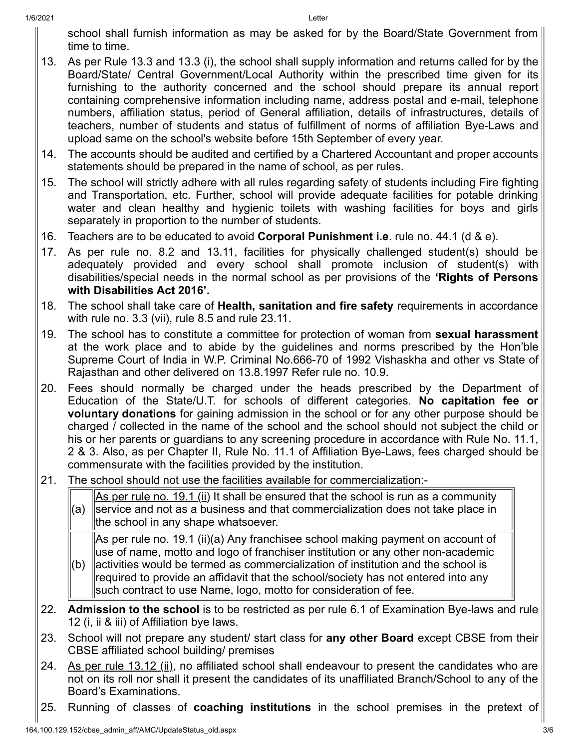school shall furnish information as may be asked for by the Board/State Government from time to time.

13. As per Rule 13.3 and 13.3 (i), the school shall supply information and returns called for by the Board/State/ Central Government/Local Authority within the prescribed time given for its furnishing to the authority concerned and the school should prepare its annual report containing comprehensive information including name, address postal and e-mail, telephone numbers, affiliation status, period of General affiliation, details of infrastructures, details of teachers, number of students and status of fulfillment of norms of affiliation Bye-Laws and upload same on the school's website before 15th September of every year.
14. The accounts should be audited and certified by a Chartered Accountant and proper accounts statements should be prepared in the name of school, as per rules.
15. The school will strictly adhere with all rules regarding safety of students including Fire fighting and Transportation, etc. Further, school will provide adequate facilities for potable drinking water and clean healthy and hygienic toilets with washing facilities for boys and girls separately in proportion to the number of students.
16. Teachers are to be educated to avoid **Corporal Punishment i.e**. rule no. 44.1 (d & e).
17. As per rule no. 8.2 and 13.11, facilities for physically challenged student(s) should be adequately provided and every school shall promote inclusion of student(s) with disabilities/special needs in the normal school as per provisions of the **'Rights of Persons with Disabilities Act 2016'.**
18. The school shall take care of **Health, sanitation and fire safety** requirements in accordance with rule no. 3.3 (vii), rule 8.5 and rule 23.11.
19. The school has to constitute a committee for protection of woman from **sexual harassment** at the work place and to abide by the guidelines and norms prescribed by the Hon'ble Supreme Court of India in W.P. Criminal No.666-70 of 1992 Vishaskha and other vs State of Rajasthan and other delivered on 13.8.1997 Refer rule no. 10.9.
20. Fees should normally be charged under the heads prescribed by the Department of Education of the State/U.T. for schools of different categories. **No capitation fee or voluntary donations** for gaining admission in the school or for any other purpose should be charged / collected in the name of the school and the school should not subject the child or his or her parents or guardians to any screening procedure in accordance with Rule No. 11.1, 2 & 3. Also, as per Chapter II, Rule No. 11.1 of Affiliation Bye-Laws, fees charged should be commensurate with the facilities provided by the institution.
21. The school should not use the facilities available for commercialization:-

| | |
|---|---|
| (a) | As per rule no. 19.1 (ii) It shall be ensured that the school is run as a community service and not as a business and that commercialization does not take place in the school in any shape whatsoever. |
| (b) | As per rule no. 19.1 (ii)(a) Any franchisee school making payment on account of use of name, motto and logo of franchiser institution or any other non-academic activities would be termed as commercialization of institution and the school is required to provide an affidavit that the school/society has not entered into any such contract to use Name, logo, motto for consideration of fee. |

22. **Admission to the school** is to be restricted as per rule 6.1 of Examination Bye-laws and rule 12 (i, ii & iii) of Affiliation bye laws.
23. School will not prepare any student/ start class for **any other Board** except CBSE from their CBSE affiliated school building/ premises
24. As per rule 13.12 (ii), no affiliated school shall endeavour to present the candidates who are not on its roll nor shall it present the candidates of its unaffiliated Branch/School to any of the Board's Examinations.
25. Running of classes of **coaching institutions** in the school premises in the pretext of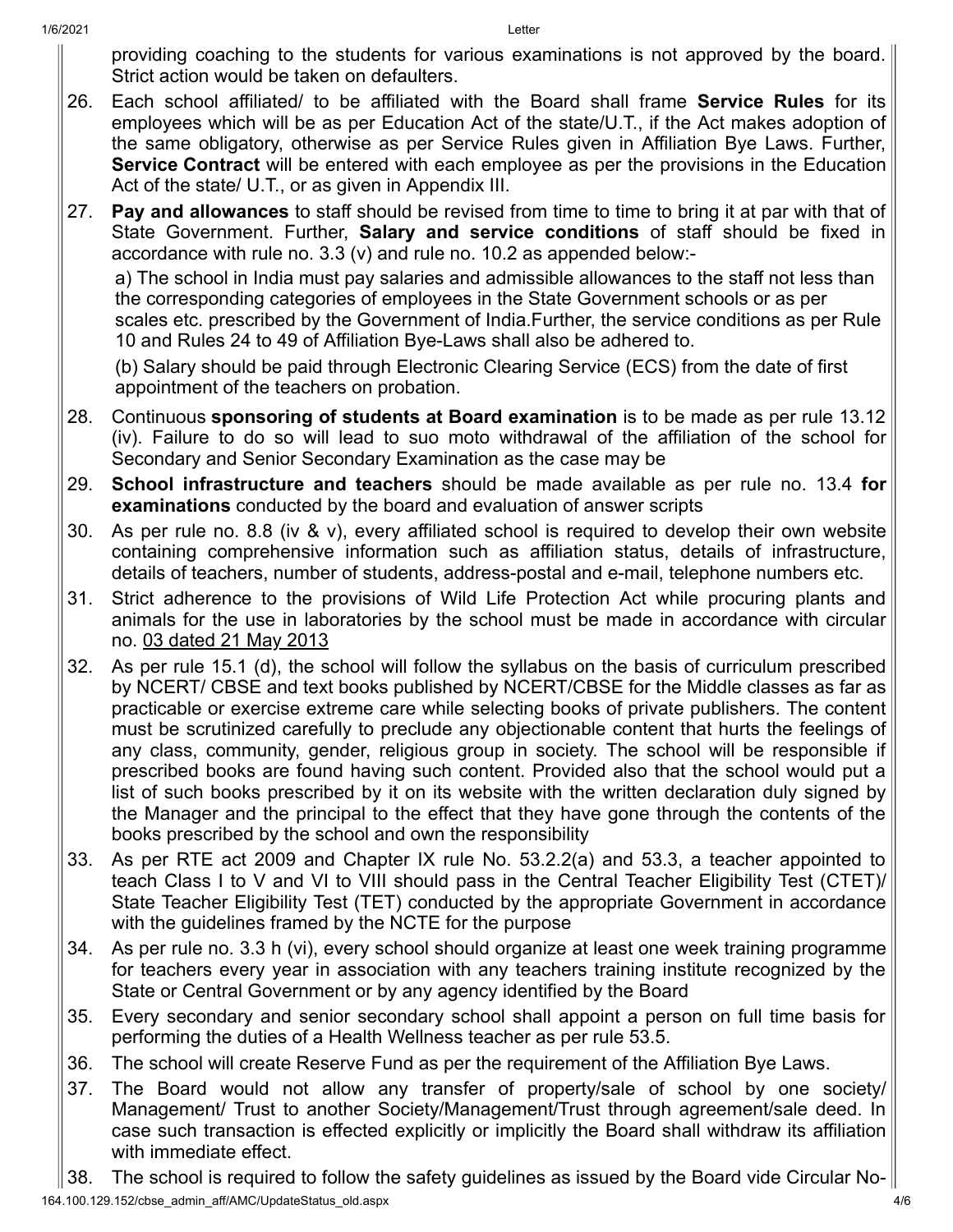providing coaching to the students for various examinations is not approved by the board. Strict action would be taken on defaulters.

26. Each school affiliated/ to be affiliated with the Board shall frame **Service Rules** for its employees which will be as per Education Act of the state/U.T., if the Act makes adoption of the same obligatory, otherwise as per Service Rules given in Affiliation Bye Laws. Further, **Service Contract** will be entered with each employee as per the provisions in the Education Act of the state/ U.T., or as given in Appendix III.

27. **Pay and allowances** to staff should be revised from time to time to bring it at par with that of State Government. Further, **Salary and service conditions** of staff should be fixed in accordance with rule no. 3.3 (v) and rule no. 10.2 as appended below:-

    a) The school in India must pay salaries and admissible allowances to the staff not less than the corresponding categories of employees in the State Government schools or as per scales etc. prescribed by the Government of India.Further, the service conditions as per Rule 10 and Rules 24 to 49 of Affiliation Bye-Laws shall also be adhered to.

    (b) Salary should be paid through Electronic Clearing Service (ECS) from the date of first appointment of the teachers on probation.

28. Continuous **sponsoring of students at Board examination** is to be made as per rule 13.12 (iv). Failure to do so will lead to suo moto withdrawal of the affiliation of the school for Secondary and Senior Secondary Examination as the case may be

29. **School infrastructure and teachers** should be made available as per rule no. 13.4 **for examinations** conducted by the board and evaluation of answer scripts

30. As per rule no. 8.8 (iv & v), every affiliated school is required to develop their own website containing comprehensive information such as affiliation status, details of infrastructure, details of teachers, number of students, address-postal and e-mail, telephone numbers etc.

31. Strict adherence to the provisions of Wild Life Protection Act while procuring plants and animals for the use in laboratories by the school must be made in accordance with circular no. 03 dated 21 May 2013

32. As per rule 15.1 (d), the school will follow the syllabus on the basis of curriculum prescribed by NCERT/ CBSE and text books published by NCERT/CBSE for the Middle classes as far as practicable or exercise extreme care while selecting books of private publishers. The content must be scrutinized carefully to preclude any objectionable content that hurts the feelings of any class, community, gender, religious group in society. The school will be responsible if prescribed books are found having such content. Provided also that the school would put a list of such books prescribed by it on its website with the written declaration duly signed by the Manager and the principal to the effect that they have gone through the contents of the books prescribed by the school and own the responsibility

33. As per RTE act 2009 and Chapter IX rule No. 53.2.2(a) and 53.3, a teacher appointed to teach Class I to V and VI to VIII should pass in the Central Teacher Eligibility Test (CTET)/ State Teacher Eligibility Test (TET) conducted by the appropriate Government in accordance with the guidelines framed by the NCTE for the purpose

34. As per rule no. 3.3 h (vi), every school should organize at least one week training programme for teachers every year in association with any teachers training institute recognized by the State or Central Government or by any agency identified by the Board

35. Every secondary and senior secondary school shall appoint a person on full time basis for performing the duties of a Health Wellness teacher as per rule 53.5.

36. The school will create Reserve Fund as per the requirement of the Affiliation Bye Laws.

37. The Board would not allow any transfer of property/sale of school by one society/ Management/ Trust to another Society/Management/Trust through agreement/sale deed. In case such transaction is effected explicitly or implicitly the Board shall withdraw its affiliation with immediate effect.

38. The school is required to follow the safety guidelines as issued by the Board vide Circular No-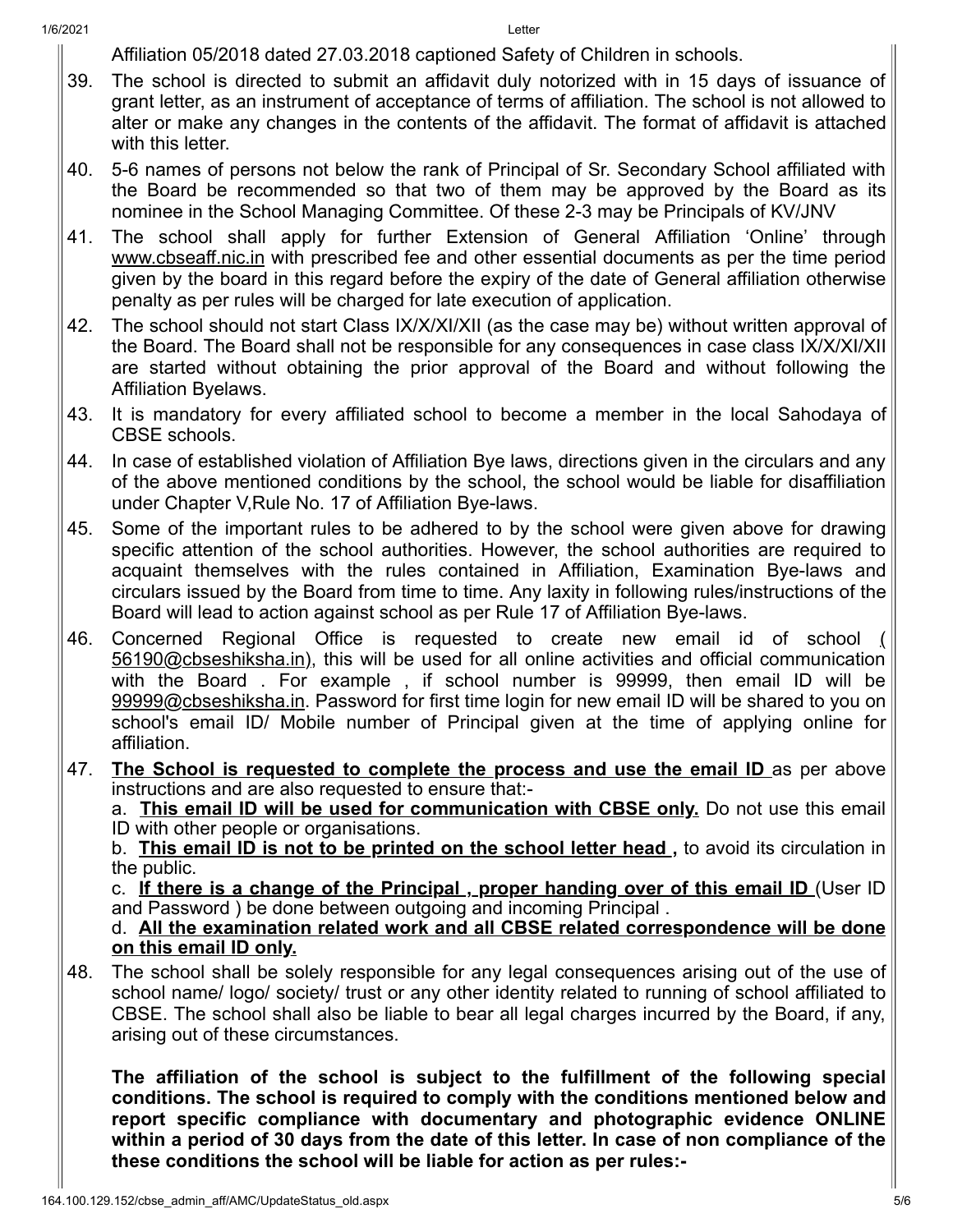Affiliation 05/2018 dated 27.03.2018 captioned Safety of Children in schools.

39. The school is directed to submit an affidavit duly notorized with in 15 days of issuance of grant letter, as an instrument of acceptance of terms of affiliation. The school is not allowed to alter or make any changes in the contents of the affidavit. The format of affidavit is attached with this letter.

40. 5-6 names of persons not below the rank of Principal of Sr. Secondary School affiliated with the Board be recommended so that two of them may be approved by the Board as its nominee in the School Managing Committee. Of these 2-3 may be Principals of KV/JNV

41. The school shall apply for further Extension of General Affiliation 'Online' through www.cbseaff.nic.in with prescribed fee and other essential documents as per the time period given by the board in this regard before the expiry of the date of General affiliation otherwise penalty as per rules will be charged for late execution of application.

42. The school should not start Class IX/X/XI/XII (as the case may be) without written approval of the Board. The Board shall not be responsible for any consequences in case class IX/X/XI/XII are started without obtaining the prior approval of the Board and without following the Affiliation Byelaws.

43. It is mandatory for every affiliated school to become a member in the local Sahodaya of CBSE schools.

44. In case of established violation of Affiliation Bye laws, directions given in the circulars and any of the above mentioned conditions by the school, the school would be liable for disaffiliation under Chapter V,Rule No. 17 of Affiliation Bye-laws.

45. Some of the important rules to be adhered to by the school were given above for drawing specific attention of the school authorities. However, the school authorities are required to acquaint themselves with the rules contained in Affiliation, Examination Bye-laws and circulars issued by the Board from time to time. Any laxity in following rules/instructions of the Board will lead to action against school as per Rule 17 of Affiliation Bye-laws.

46. Concerned Regional Office is requested to create new email id of school ( 56190@cbseshiksha.in), this will be used for all online activities and official communication with the Board . For example , if school number is 99999, then email ID will be 99999@cbseshiksha.in. Password for first time login for new email ID will be shared to you on school's email ID/ Mobile number of Principal given at the time of applying online for affiliation.

47. **The School is requested to complete the process and use the email ID** as per above instructions and are also requested to ensure that:-
   a. **This email ID will be used for communication with CBSE only.** Do not use this email ID with other people or organisations.
   b. **This email ID is not to be printed on the school letter head ,** to avoid its circulation in the public.
   c. **If there is a change of the Principal , proper handing over of this email ID** (User ID and Password ) be done between outgoing and incoming Principal .
   d. **All the examination related work and all CBSE related correspondence will be done on this email ID only.**

48. The school shall be solely responsible for any legal consequences arising out of the use of school name/ logo/ society/ trust or any other identity related to running of school affiliated to CBSE. The school shall also be liable to bear all legal charges incurred by the Board, if any, arising out of these circumstances.

**The affiliation of the school is subject to the fulfillment of the following special conditions. The school is required to comply with the conditions mentioned below and report specific compliance with documentary and photographic evidence ONLINE within a period of 30 days from the date of this letter. In case of non compliance of the these conditions the school will be liable for action as per rules:-**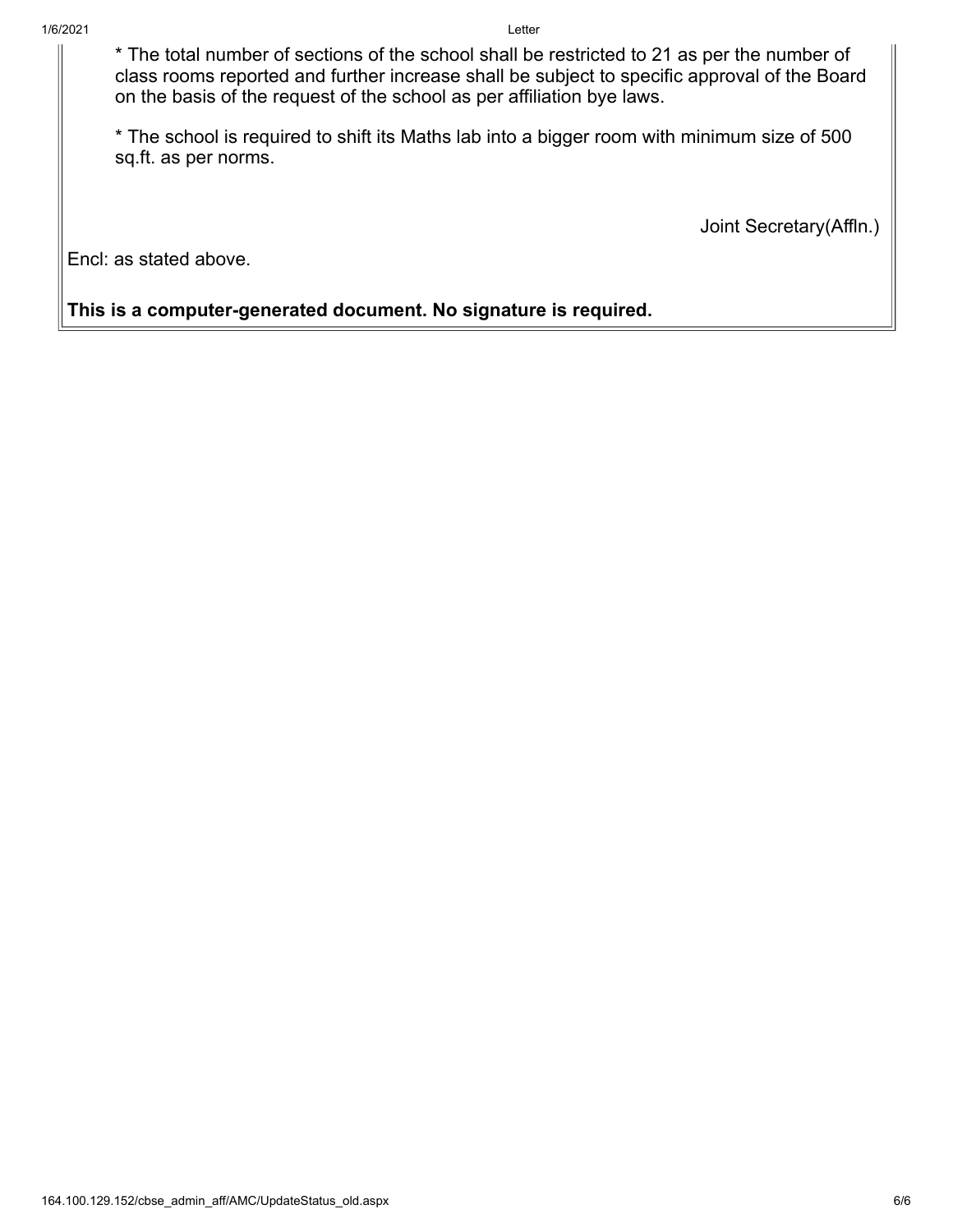* The total number of sections of the school shall be restricted to 21 as per the number of class rooms reported and further increase shall be subject to specific approval of the Board on the basis of the request of the school as per affiliation bye laws.

* The school is required to shift its Maths lab into a bigger room with minimum size of 500 sq.ft. as per norms.

Joint Secretary(Affln.)

Encl: as stated above.

**This is a computer-generated document. No signature is required.**